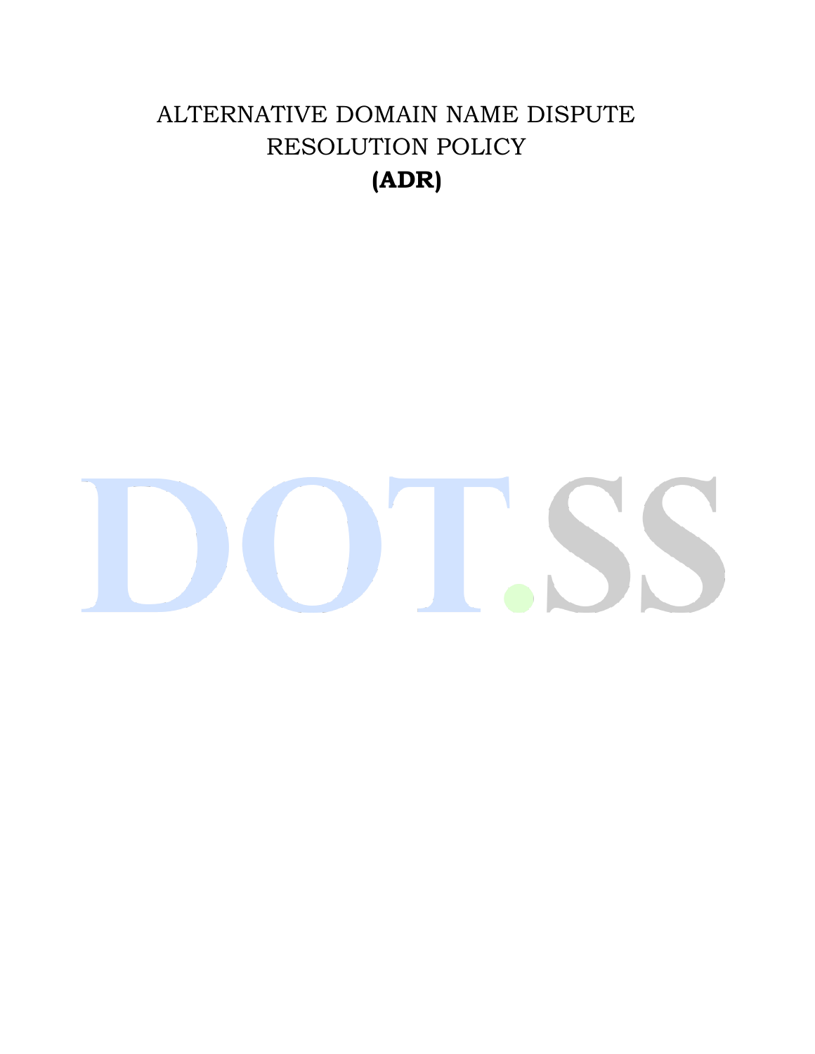# ALTERNATIVE DOMAIN NAME DISPUTE RESOLUTION POLICY

## (ADR)

DOT.SS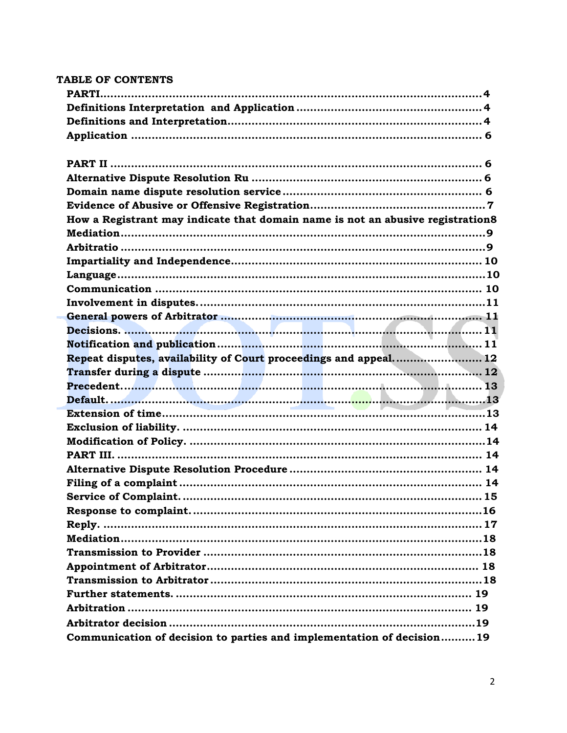## TABLE OF CONTENTS

**PARTI** .......... 4

**Definitions Interpretation and Application** .......... 4

**Definitions and Interpretation** .......... 4

**Application** .......... 6

**PART II** .......... 6

**Alternative Dispute Resolution Ru** .......... 6

**Domain name dispute resolution service** .......... 6

**Evidence of Abusive or Offensive Registration** .......... 7

**How a Registrant may indicate that domain name is not an abusive registration** 8

**Mediation** .......... 9

**Arbitratio** .......... 9

**Impartiality and Independence** .......... 10

**Language** .......... 10

**Communication** .......... 10

**Involvement in disputes.** .......... 11

**General powers of Arbitrator** .......... 11

**Decisions.** .......... 11

**Notification and publication** .......... 11

**Repeat disputes, availability of Court proceedings and appeal.** .......... 12

**Transfer during a dispute** .......... 12

**Precedent** .......... 13

**Default.** .......... 13

**Extension of time** .......... 13

**Exclusion of liability.** .......... 14

**Modification of Policy.** .......... 14

**PART III.** .......... 14

**Alternative Dispute Resolution Procedure** .......... 14

**Filing of a complaint** .......... 14

**Service of Complaint.** .......... 15

**Response to complaint.** .......... 16

**Reply.** .......... 17

**Mediation** .......... 18

**Transmission to Provider** .......... 18

**Appointment of Arbitrator** .......... 18

**Transmission to Arbitrator** .......... 18

**Further statements.** .......... 19

**Arbitration** .......... 19

**Arbitrator decision** .......... 19

**Communication of decision to parties and implementation of decision** .......... 19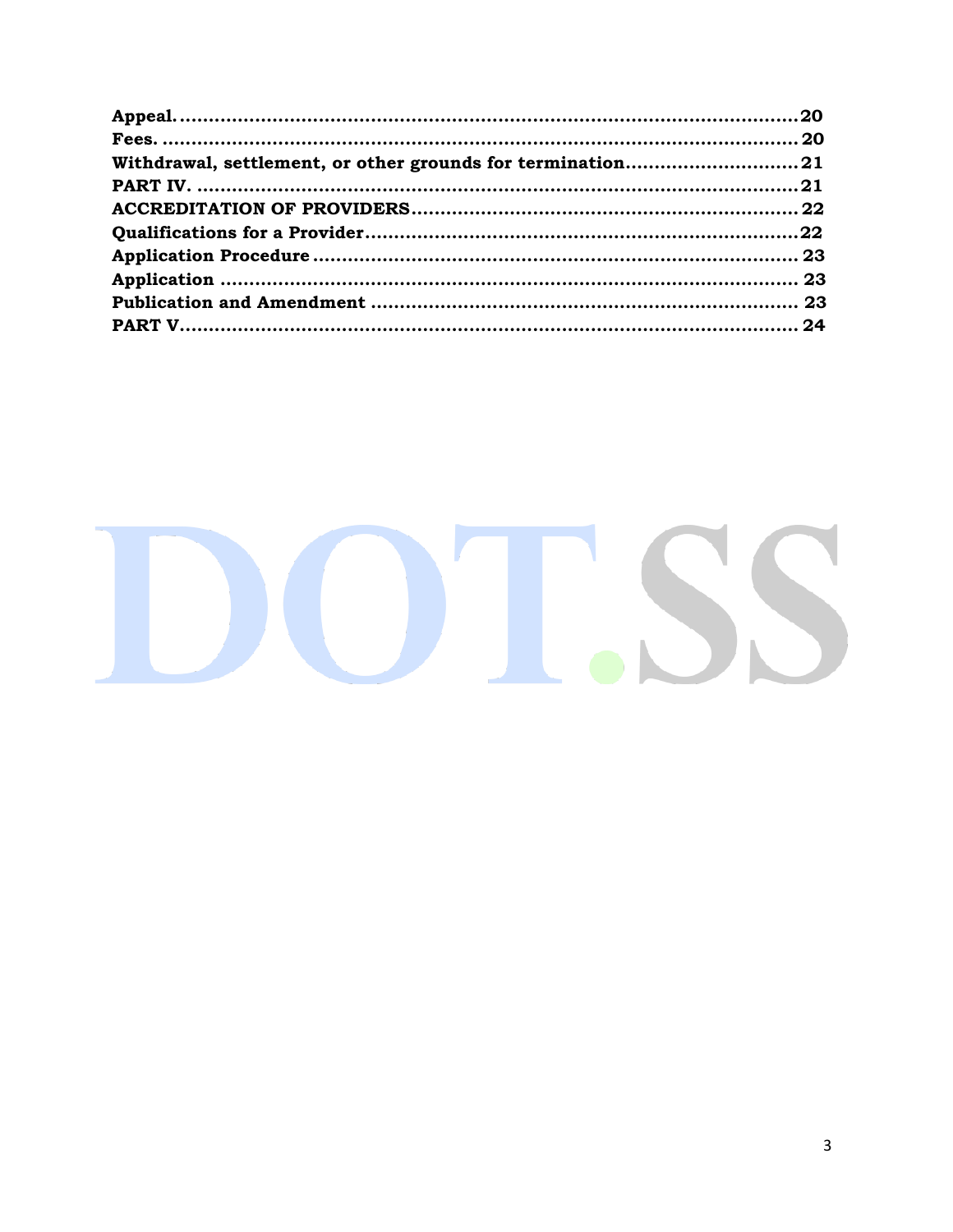**Appeal.** ........................................................................................20
**Fees.** ...........................................................................................20
**Withdrawal, settlement, or other grounds for termination** .............................21
**PART IV.** .......................................................................................21
**ACCREDITATION OF PROVIDERS** .................................................................22
**Qualifications for a Provider** .........................................................................22
**Application Procedure** ...................................................................................23
**Application** ...................................................................................................23
**Publication and Amendment** .........................................................................23
**PART V.** .........................................................................................................24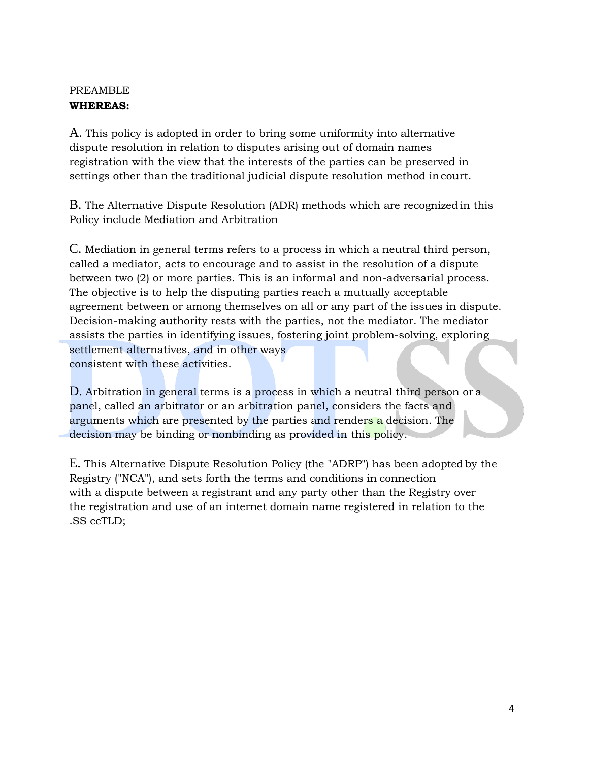PREAMBLE

**WHEREAS:**

A. This policy is adopted in order to bring some uniformity into alternative dispute resolution in relation to disputes arising out of domain names registration with the view that the interests of the parties can be preserved in settings other than the traditional judicial dispute resolution method in court.

B. The Alternative Dispute Resolution (ADR) methods which are recognized in this Policy include Mediation and Arbitration

C. Mediation in general terms refers to a process in which a neutral third person, called a mediator, acts to encourage and to assist in the resolution of a dispute between two (2) or more parties. This is an informal and non-adversarial process. The objective is to help the disputing parties reach a mutually acceptable agreement between or among themselves on all or any part of the issues in dispute. Decision-making authority rests with the parties, not the mediator. The mediator assists the parties in identifying issues, fostering joint problem-solving, exploring settlement alternatives, and in other ways consistent with these activities.

D. Arbitration in general terms is a process in which a neutral third person or a panel, called an arbitrator or an arbitration panel, considers the facts and arguments which are presented by the parties and renders a decision. The decision may be binding or nonbinding as provided in this policy.

E. This Alternative Dispute Resolution Policy (the "ADRP") has been adopted by the Registry ("NCA"), and sets forth the terms and conditions in connection with a dispute between a registrant and any party other than the Registry over the registration and use of an internet domain name registered in relation to the .SS ccTLD;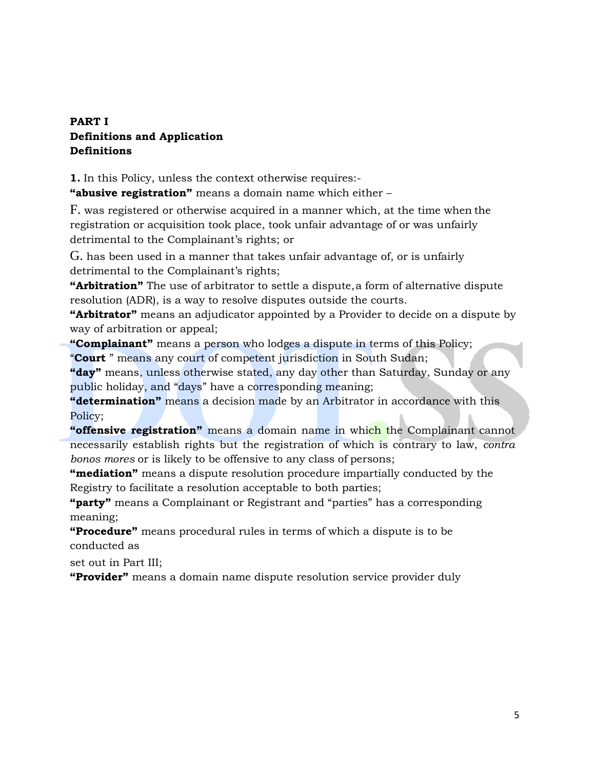**PART I**
**Definitions and Application**
**Definitions**

**1.** In this Policy, unless the context otherwise requires:-
**"abusive registration"** means a domain name which either –

F. was registered or otherwise acquired in a manner which, at the time when the registration or acquisition took place, took unfair advantage of or was unfairly detrimental to the Complainant's rights; or

G. has been used in a manner that takes unfair advantage of, or is unfairly detrimental to the Complainant's rights;

**"Arbitration"** The use of arbitrator to settle a dispute, a form of alternative dispute resolution (ADR), is a way to resolve disputes outside the courts.
**"Arbitrator"** means an adjudicator appointed by a Provider to decide on a dispute by way of arbitration or appeal;
**"Complainant"** means a person who lodges a dispute in terms of this Policy;
"**Court** " means any court of competent jurisdiction in South Sudan;
**"day"** means, unless otherwise stated, any day other than Saturday, Sunday or any public holiday, and "days" have a corresponding meaning;
**"determination"** means a decision made by an Arbitrator in accordance with this Policy;
**"offensive registration"** means a domain name in which the Complainant cannot necessarily establish rights but the registration of which is contrary to law, *contra bonos mores* or is likely to be offensive to any class of persons;
**"mediation"** means a dispute resolution procedure impartially conducted by the Registry to facilitate a resolution acceptable to both parties;
**"party"** means a Complainant or Registrant and "parties" has a corresponding meaning;
**"Procedure"** means procedural rules in terms of which a dispute is to be conducted as

set out in Part III;
**"Provider"** means a domain name dispute resolution service provider duly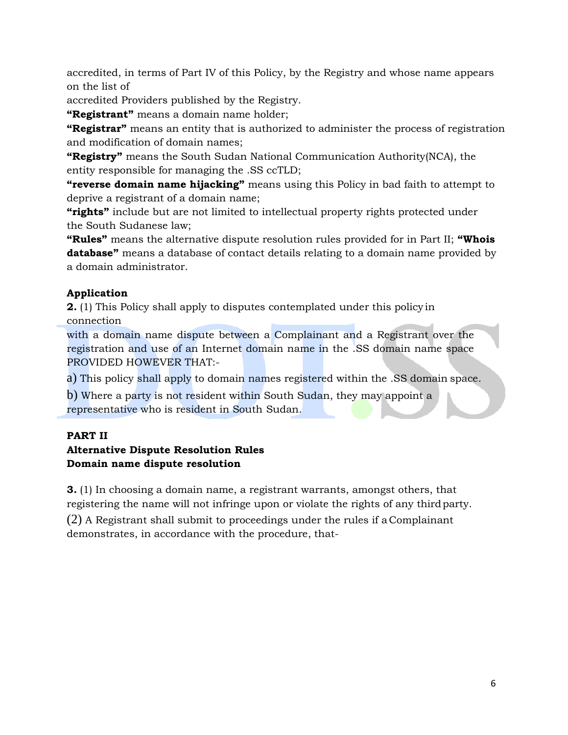accredited, in terms of Part IV of this Policy, by the Registry and whose name appears on the list of accredited Providers published by the Registry.

**"Registrant"** means a domain name holder;

**"Registrar"** means an entity that is authorized to administer the process of registration and modification of domain names;

**"Registry"** means the South Sudan National Communication Authority(NCA), the entity responsible for managing the .SS ccTLD;

**"reverse domain name hijacking"** means using this Policy in bad faith to attempt to deprive a registrant of a domain name;

**"rights"** include but are not limited to intellectual property rights protected under the South Sudanese law;

**"Rules"** means the alternative dispute resolution rules provided for in Part II; **"Whois database"** means a database of contact details relating to a domain name provided by a domain administrator.

**Application**

**2.** (1) This Policy shall apply to disputes contemplated under this policy in connection with a domain name dispute between a Complainant and a Registrant over the registration and use of an Internet domain name in the .SS domain name space PROVIDED HOWEVER THAT:-

a) This policy shall apply to domain names registered within the .SS domain space.

b) Where a party is not resident within South Sudan, they may appoint a representative who is resident in South Sudan.

**PART II**
**Alternative Dispute Resolution Rules**
**Domain name dispute resolution**

**3.** (1) In choosing a domain name, a registrant warrants, amongst others, that registering the name will not infringe upon or violate the rights of any third party.

(2) A Registrant shall submit to proceedings under the rules if a Complainant demonstrates, in accordance with the procedure, that-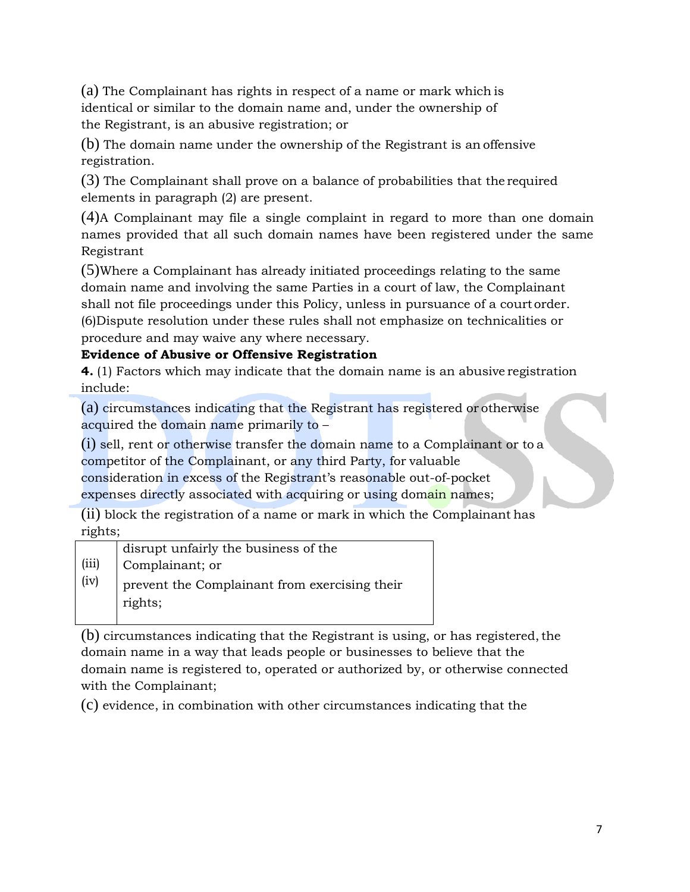(a) The Complainant has rights in respect of a name or mark which is identical or similar to the domain name and, under the ownership of the Registrant, is an abusive registration; or

(b) The domain name under the ownership of the Registrant is an offensive registration.

(3) The Complainant shall prove on a balance of probabilities that the required elements in paragraph (2) are present.

(4)A Complainant may file a single complaint in regard to more than one domain names provided that all such domain names have been registered under the same Registrant

(5)Where a Complainant has already initiated proceedings relating to the same domain name and involving the same Parties in a court of law, the Complainant shall not file proceedings under this Policy, unless in pursuance of a court order.
(6)Dispute resolution under these rules shall not emphasize on technicalities or procedure and may waive any where necessary.

**Evidence of Abusive or Offensive Registration**

**4.** (1) Factors which may indicate that the domain name is an abusive registration include:

(a) circumstances indicating that the Registrant has registered or otherwise acquired the domain name primarily to –

(i) sell, rent or otherwise transfer the domain name to a Complainant or to a competitor of the Complainant, or any third Party, for valuable consideration in excess of the Registrant's reasonable out-of-pocket expenses directly associated with acquiring or using domain names;

(ii) block the registration of a name or mark in which the Complainant has rights;

| | |
|---|---|
| (iii) | disrupt unfairly the business of the Complainant; or |
| (iv) | prevent the Complainant from exercising their rights; |

(b) circumstances indicating that the Registrant is using, or has registered, the domain name in a way that leads people or businesses to believe that the domain name is registered to, operated or authorized by, or otherwise connected with the Complainant;

(c) evidence, in combination with other circumstances indicating that the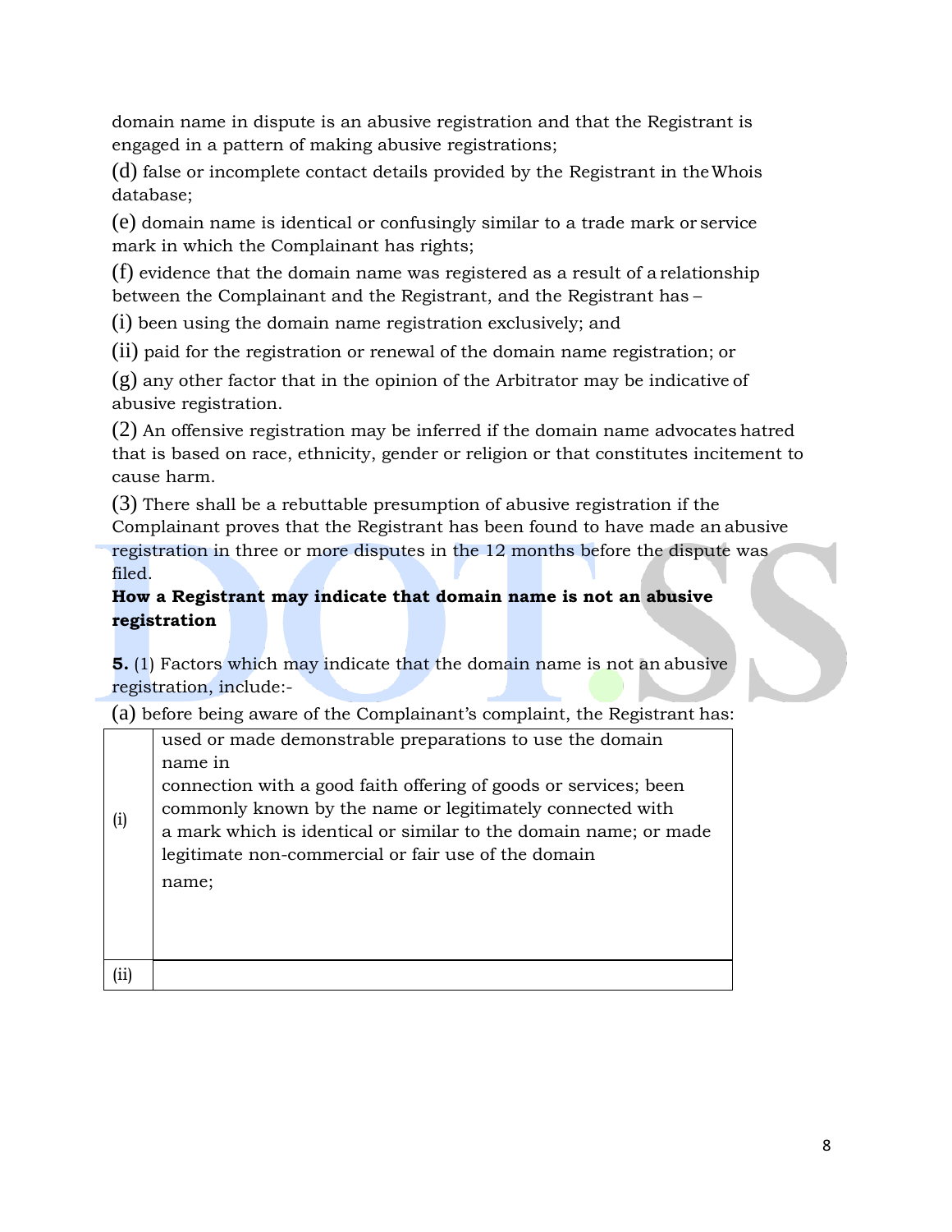domain name in dispute is an abusive registration and that the Registrant is engaged in a pattern of making abusive registrations;

(d) false or incomplete contact details provided by the Registrant in the Whois database;

(e) domain name is identical or confusingly similar to a trade mark or service mark in which the Complainant has rights;

(f) evidence that the domain name was registered as a result of a relationship between the Complainant and the Registrant, and the Registrant has –

(i) been using the domain name registration exclusively; and

(ii) paid for the registration or renewal of the domain name registration; or

(g) any other factor that in the opinion of the Arbitrator may be indicative of abusive registration.

(2) An offensive registration may be inferred if the domain name advocates hatred that is based on race, ethnicity, gender or religion or that constitutes incitement to cause harm.

(3) There shall be a rebuttable presumption of abusive registration if the Complainant proves that the Registrant has been found to have made an abusive registration in three or more disputes in the 12 months before the dispute was filed.

**How a Registrant may indicate that domain name is not an abusive registration**

**5.** (1) Factors which may indicate that the domain name is not an abusive registration, include:-

(a) before being aware of the Complainant's complaint, the Registrant has:

| | |
|---|---|
| (i) | used or made demonstrable preparations to use the domain name in connection with a good faith offering of goods or services; been commonly known by the name or legitimately connected with a mark which is identical or similar to the domain name; or made legitimate non-commercial or fair use of the domain name; |
| (ii) | |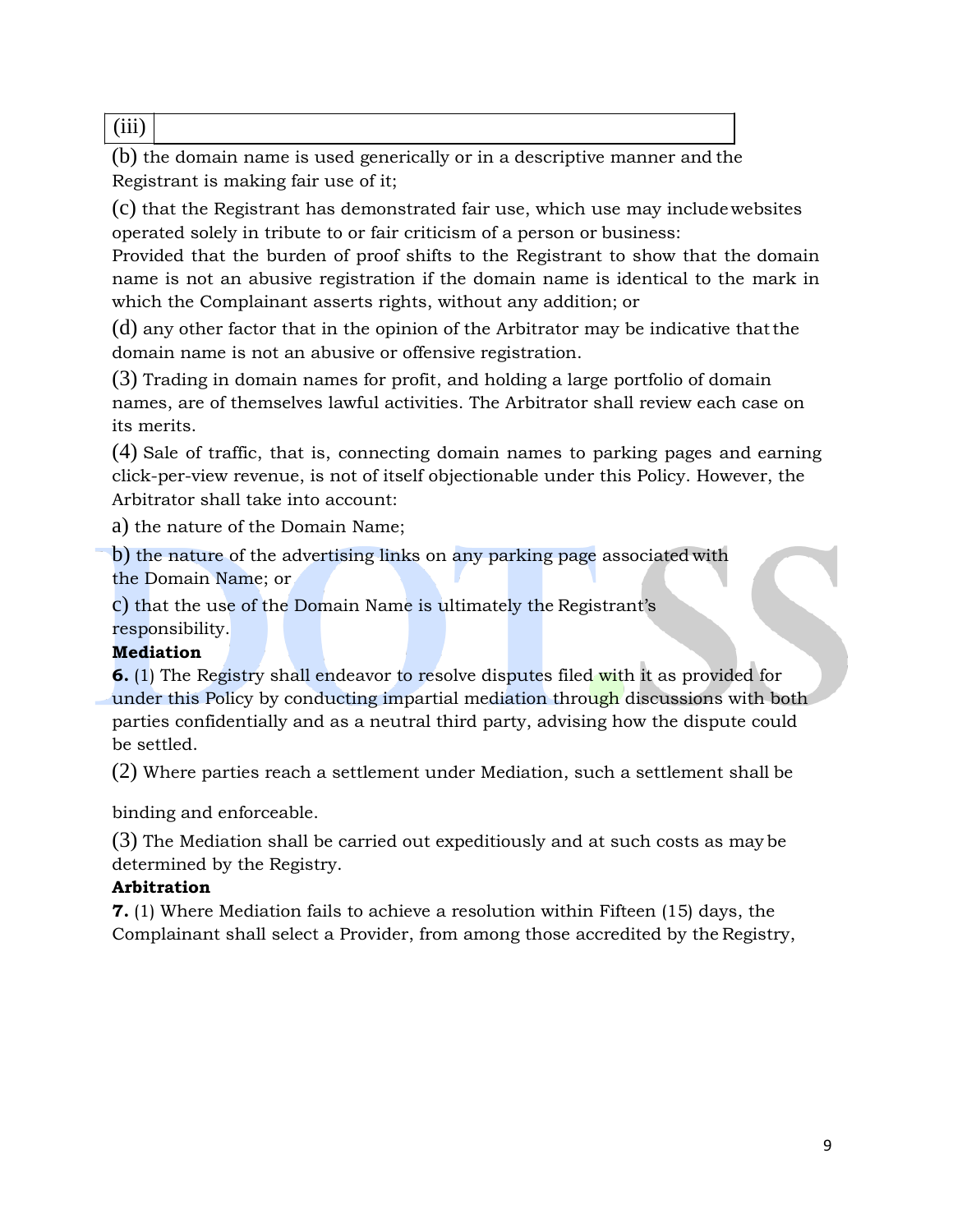| (iii) | |
| --- | --- |

(b) the domain name is used generically or in a descriptive manner and the Registrant is making fair use of it;

(c) that the Registrant has demonstrated fair use, which use may include websites operated solely in tribute to or fair criticism of a person or business:
Provided that the burden of proof shifts to the Registrant to show that the domain name is not an abusive registration if the domain name is identical to the mark in which the Complainant asserts rights, without any addition; or

(d) any other factor that in the opinion of the Arbitrator may be indicative that the domain name is not an abusive or offensive registration.

(3) Trading in domain names for profit, and holding a large portfolio of domain names, are of themselves lawful activities. The Arbitrator shall review each case on its merits.

(4) Sale of traffic, that is, connecting domain names to parking pages and earning click-per-view revenue, is not of itself objectionable under this Policy. However, the Arbitrator shall take into account:

a) the nature of the Domain Name;

b) the nature of the advertising links on any parking page associated with the Domain Name; or

c) that the use of the Domain Name is ultimately the Registrant's responsibility.

**Mediation**

**6.** (1) The Registry shall endeavor to resolve disputes filed with it as provided for under this Policy by conducting impartial mediation through discussions with both parties confidentially and as a neutral third party, advising how the dispute could be settled.

(2) Where parties reach a settlement under Mediation, such a settlement shall be binding and enforceable.

(3) The Mediation shall be carried out expeditiously and at such costs as may be determined by the Registry.

**Arbitration**

**7.** (1) Where Mediation fails to achieve a resolution within Fifteen (15) days, the Complainant shall select a Provider, from among those accredited by the Registry,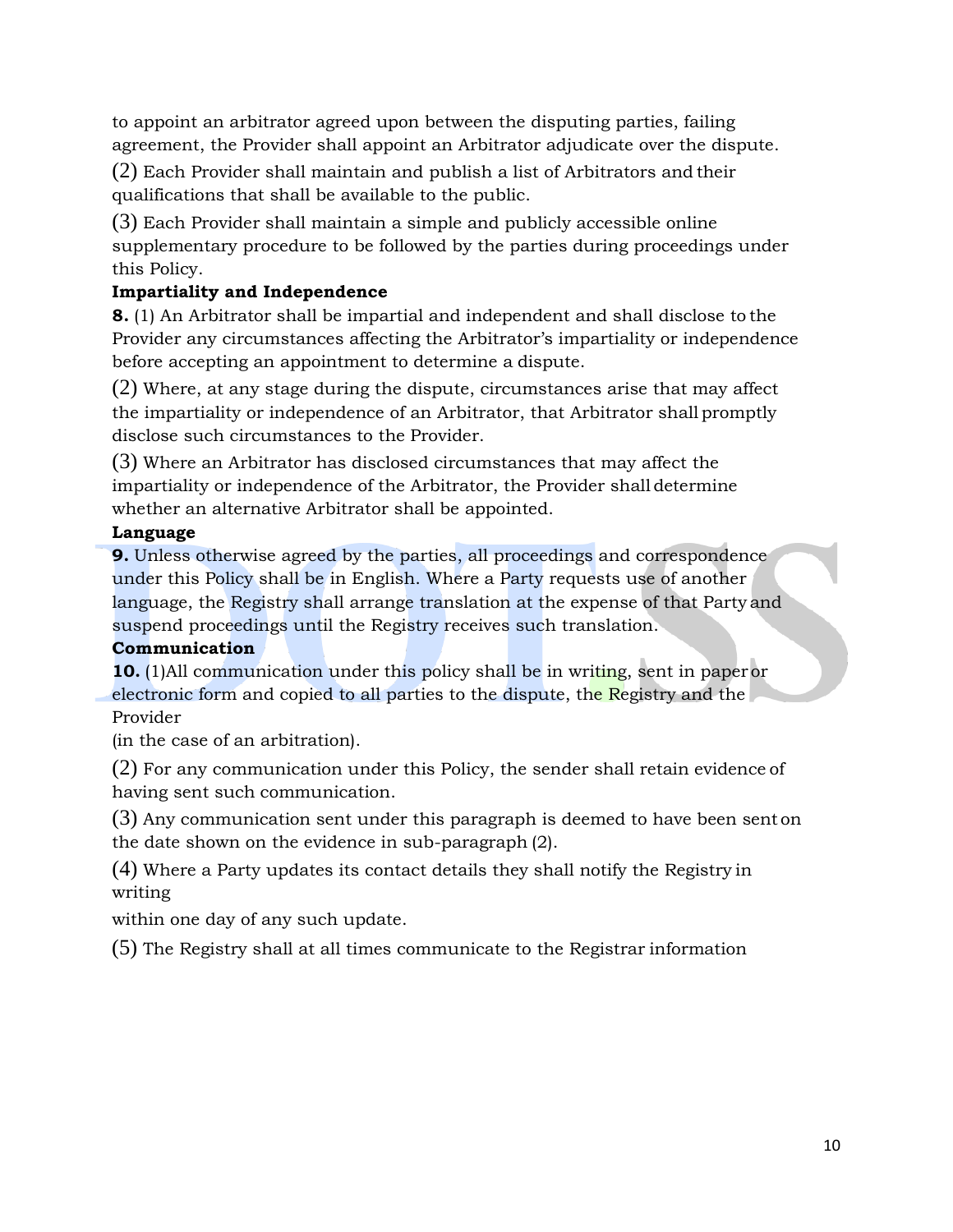to appoint an arbitrator agreed upon between the disputing parties, failing agreement, the Provider shall appoint an Arbitrator adjudicate over the dispute.

(2) Each Provider shall maintain and publish a list of Arbitrators and their qualifications that shall be available to the public.

(3) Each Provider shall maintain a simple and publicly accessible online supplementary procedure to be followed by the parties during proceedings under this Policy.

**Impartiality and Independence**

**8.** (1) An Arbitrator shall be impartial and independent and shall disclose to the Provider any circumstances affecting the Arbitrator's impartiality or independence before accepting an appointment to determine a dispute.

(2) Where, at any stage during the dispute, circumstances arise that may affect the impartiality or independence of an Arbitrator, that Arbitrator shall promptly disclose such circumstances to the Provider.

(3) Where an Arbitrator has disclosed circumstances that may affect the impartiality or independence of the Arbitrator, the Provider shall determine whether an alternative Arbitrator shall be appointed.

**Language**

**9.** Unless otherwise agreed by the parties, all proceedings and correspondence under this Policy shall be in English. Where a Party requests use of another language, the Registry shall arrange translation at the expense of that Party and suspend proceedings until the Registry receives such translation.

**Communication**

**10.** (1)All communication under this policy shall be in writing, sent in paper or electronic form and copied to all parties to the dispute, the Registry and the Provider (in the case of an arbitration).

(2) For any communication under this Policy, the sender shall retain evidence of having sent such communication.

(3) Any communication sent under this paragraph is deemed to have been sent on the date shown on the evidence in sub-paragraph (2).

(4) Where a Party updates its contact details they shall notify the Registry in writing within one day of any such update.

(5) The Registry shall at all times communicate to the Registrar information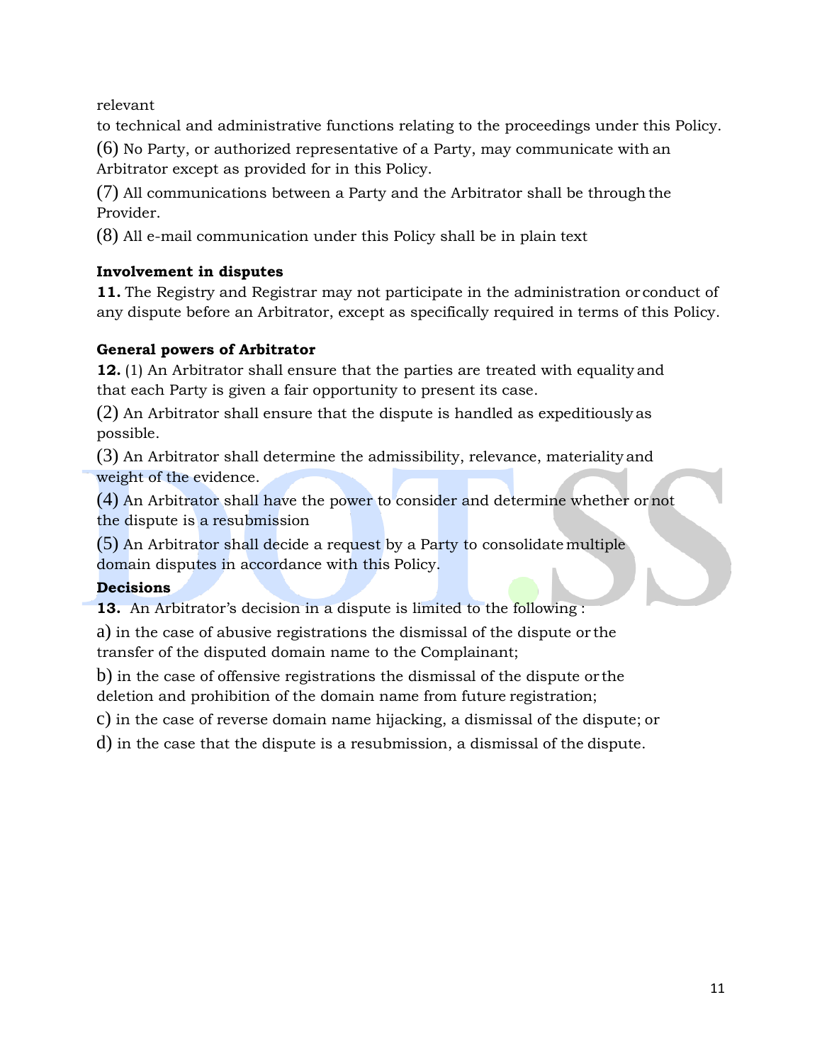relevant
to technical and administrative functions relating to the proceedings under this Policy.

(6) No Party, or authorized representative of a Party, may communicate with an Arbitrator except as provided for in this Policy.

(7) All communications between a Party and the Arbitrator shall be through the Provider.

(8) All e-mail communication under this Policy shall be in plain text

**Involvement in disputes**

**11.** The Registry and Registrar may not participate in the administration or conduct of any dispute before an Arbitrator, except as specifically required in terms of this Policy.

**General powers of Arbitrator**

**12.** (1) An Arbitrator shall ensure that the parties are treated with equality and that each Party is given a fair opportunity to present its case.

(2) An Arbitrator shall ensure that the dispute is handled as expeditiously as possible.

(3) An Arbitrator shall determine the admissibility, relevance, materiality and weight of the evidence.

(4) An Arbitrator shall have the power to consider and determine whether or not the dispute is a resubmission

(5) An Arbitrator shall decide a request by a Party to consolidate multiple domain disputes in accordance with this Policy.

**Decisions**

**13.** An Arbitrator's decision in a dispute is limited to the following :

a) in the case of abusive registrations the dismissal of the dispute or the transfer of the disputed domain name to the Complainant;

b) in the case of offensive registrations the dismissal of the dispute or the deletion and prohibition of the domain name from future registration;

c) in the case of reverse domain name hijacking, a dismissal of the dispute; or

d) in the case that the dispute is a resubmission, a dismissal of the dispute.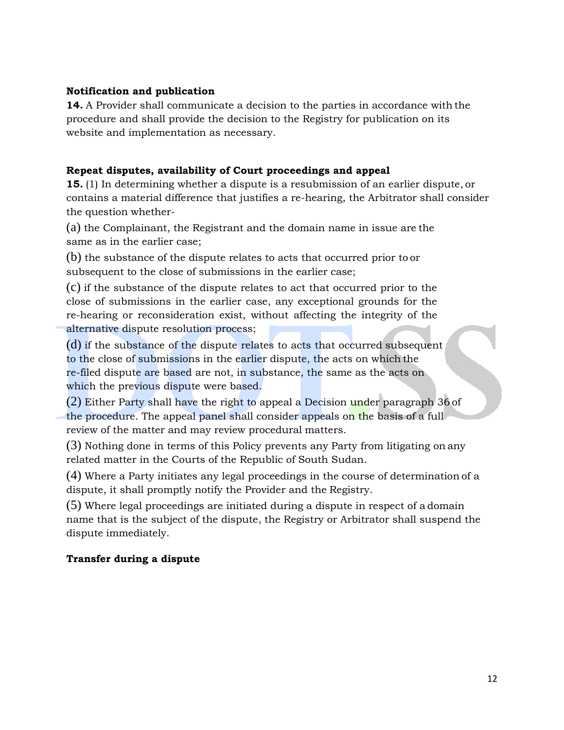**Notification and publication**

**14.** A Provider shall communicate a decision to the parties in accordance with the procedure and shall provide the decision to the Registry for publication on its website and implementation as necessary.

**Repeat disputes, availability of Court proceedings and appeal**

**15.** (1) In determining whether a dispute is a resubmission of an earlier dispute, or contains a material difference that justifies a re-hearing, the Arbitrator shall consider the question whether-

(a) the Complainant, the Registrant and the domain name in issue are the same as in the earlier case;

(b) the substance of the dispute relates to acts that occurred prior to or subsequent to the close of submissions in the earlier case;

(c) if the substance of the dispute relates to act that occurred prior to the close of submissions in the earlier case, any exceptional grounds for the re-hearing or reconsideration exist, without affecting the integrity of the alternative dispute resolution process;

(d) if the substance of the dispute relates to acts that occurred subsequent to the close of submissions in the earlier dispute, the acts on which the re-filed dispute are based are not, in substance, the same as the acts on which the previous dispute were based.

(2) Either Party shall have the right to appeal a Decision under paragraph 36 of the procedure. The appeal panel shall consider appeals on the basis of a full review of the matter and may review procedural matters.

(3) Nothing done in terms of this Policy prevents any Party from litigating on any related matter in the Courts of the Republic of South Sudan.

(4) Where a Party initiates any legal proceedings in the course of determination of a dispute, it shall promptly notify the Provider and the Registry.

(5) Where legal proceedings are initiated during a dispute in respect of a domain name that is the subject of the dispute, the Registry or Arbitrator shall suspend the dispute immediately.

**Transfer during a dispute**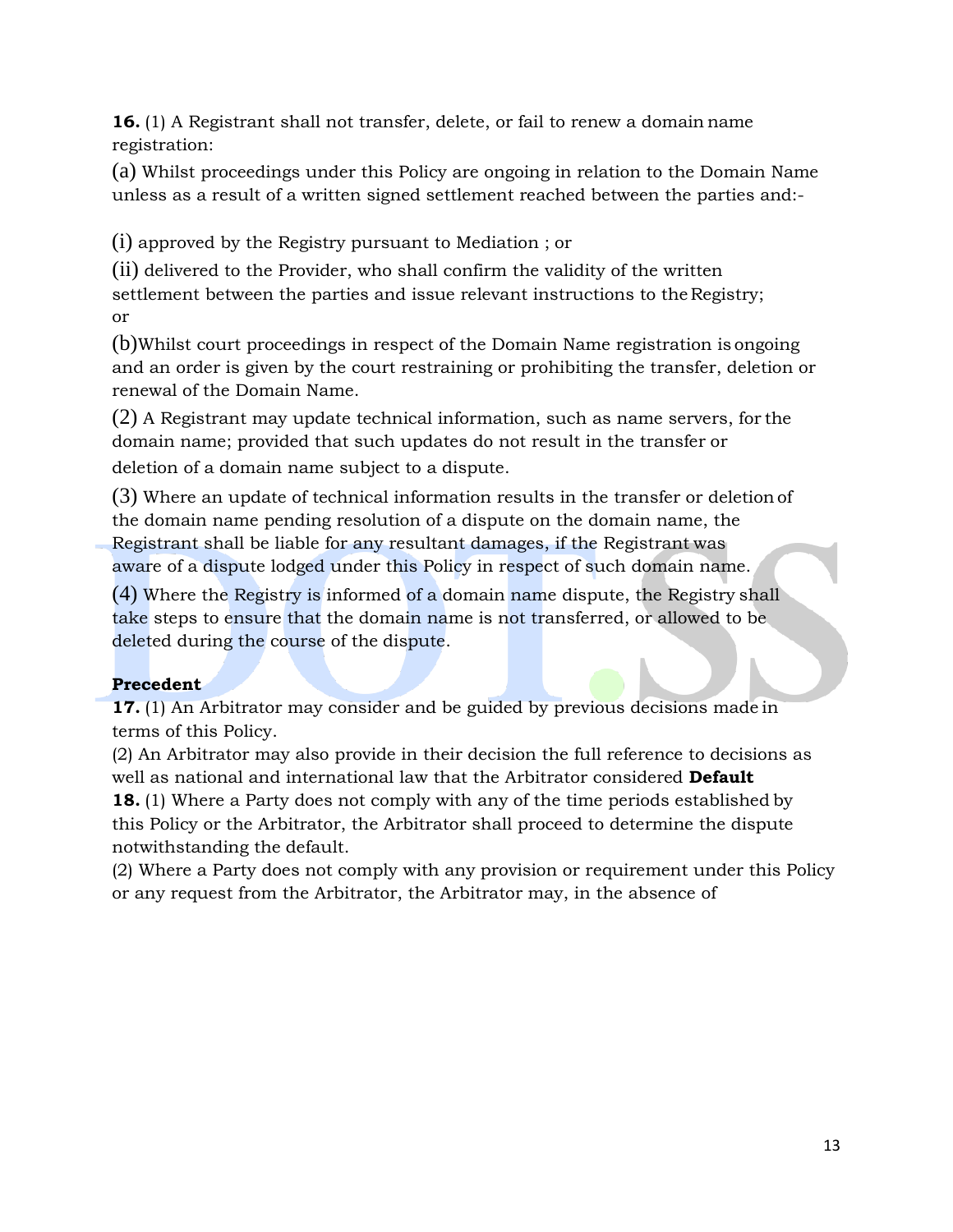**16.** (1) A Registrant shall not transfer, delete, or fail to renew a domain name registration:

(a) Whilst proceedings under this Policy are ongoing in relation to the Domain Name unless as a result of a written signed settlement reached between the parties and:-

(i) approved by the Registry pursuant to Mediation ; or

(ii) delivered to the Provider, who shall confirm the validity of the written settlement between the parties and issue relevant instructions to the Registry; or

(b)Whilst court proceedings in respect of the Domain Name registration is ongoing and an order is given by the court restraining or prohibiting the transfer, deletion or renewal of the Domain Name.

(2) A Registrant may update technical information, such as name servers, for the domain name; provided that such updates do not result in the transfer or deletion of a domain name subject to a dispute.

(3) Where an update of technical information results in the transfer or deletion of the domain name pending resolution of a dispute on the domain name, the Registrant shall be liable for any resultant damages, if the Registrant was aware of a dispute lodged under this Policy in respect of such domain name.

(4) Where the Registry is informed of a domain name dispute, the Registry shall take steps to ensure that the domain name is not transferred, or allowed to be deleted during the course of the dispute.

**Precedent**

**17.** (1) An Arbitrator may consider and be guided by previous decisions made in terms of this Policy.

(2) An Arbitrator may also provide in their decision the full reference to decisions as well as national and international law that the Arbitrator considered

**Default**

**18.** (1) Where a Party does not comply with any of the time periods established by this Policy or the Arbitrator, the Arbitrator shall proceed to determine the dispute notwithstanding the default.

(2) Where a Party does not comply with any provision or requirement under this Policy or any request from the Arbitrator, the Arbitrator may, in the absence of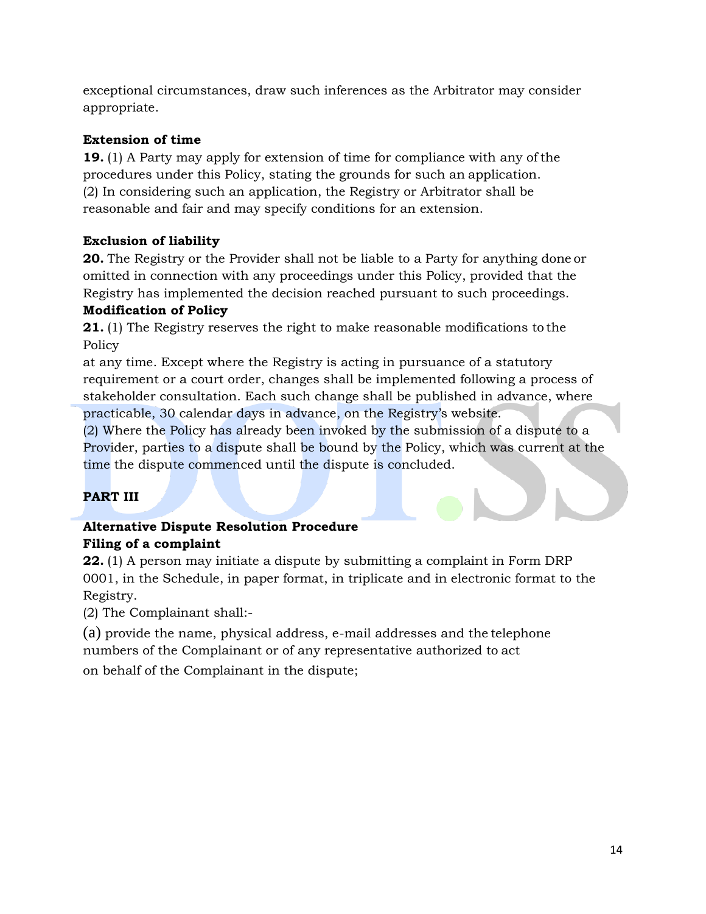exceptional circumstances, draw such inferences as the Arbitrator may consider appropriate.

**Extension of time**

**19.** (1) A Party may apply for extension of time for compliance with any of the procedures under this Policy, stating the grounds for such an application.
(2) In considering such an application, the Registry or Arbitrator shall be reasonable and fair and may specify conditions for an extension.

**Exclusion of liability**

**20.** The Registry or the Provider shall not be liable to a Party for anything done or omitted in connection with any proceedings under this Policy, provided that the Registry has implemented the decision reached pursuant to such proceedings.

**Modification of Policy**

**21.** (1) The Registry reserves the right to make reasonable modifications to the Policy
at any time. Except where the Registry is acting in pursuance of a statutory requirement or a court order, changes shall be implemented following a process of stakeholder consultation. Each such change shall be published in advance, where practicable, 30 calendar days in advance, on the Registry's website.
(2) Where the Policy has already been invoked by the submission of a dispute to a Provider, parties to a dispute shall be bound by the Policy, which was current at the time the dispute commenced until the dispute is concluded.

## PART III

**Alternative Dispute Resolution Procedure**

**Filing of a complaint**

**22.** (1) A person may initiate a dispute by submitting a complaint in Form DRP 0001, in the Schedule, in paper format, in triplicate and in electronic format to the Registry.
(2) The Complainant shall:-

(a) provide the name, physical address, e-mail addresses and the telephone numbers of the Complainant or of any representative authorized to act on behalf of the Complainant in the dispute;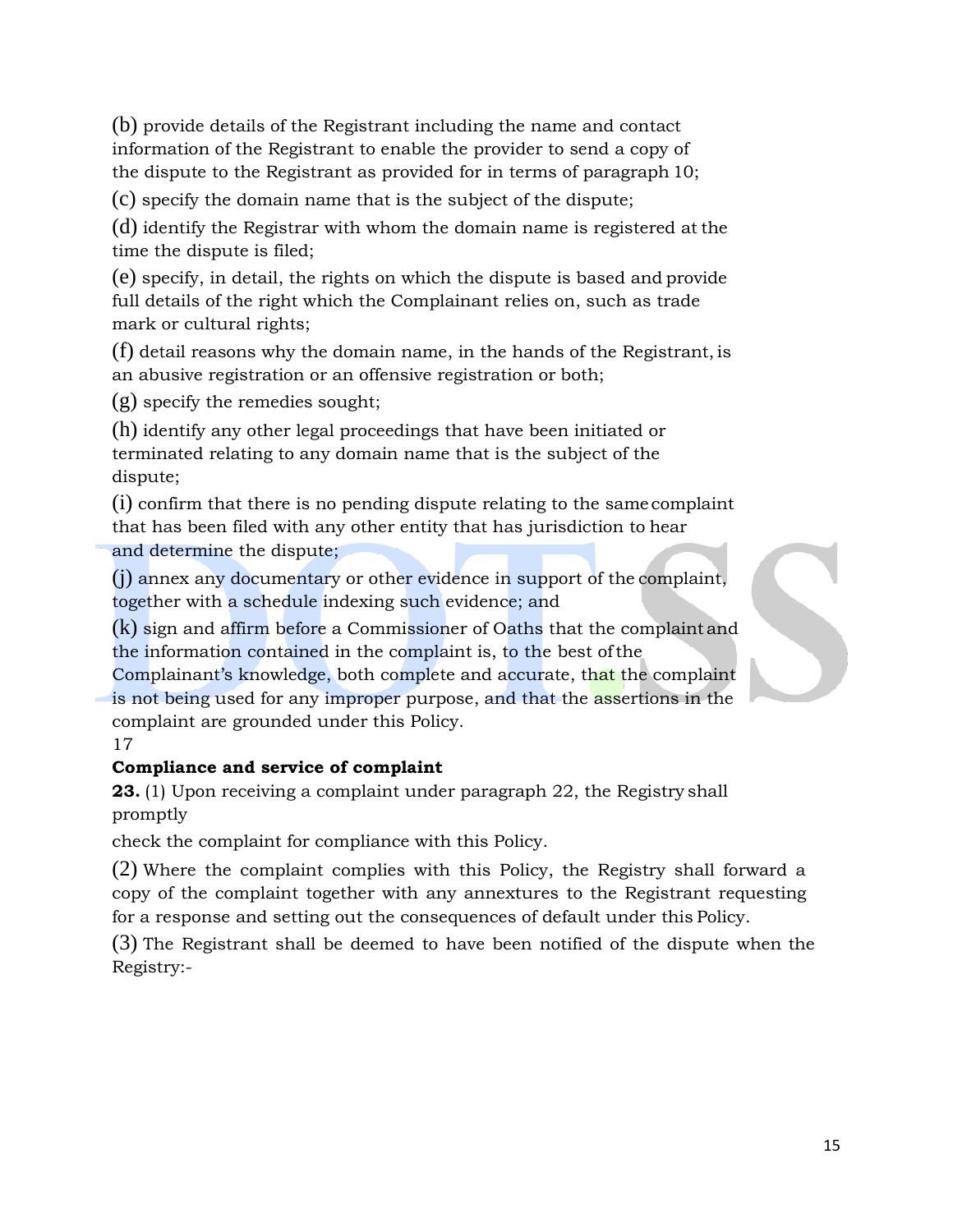(b) provide details of the Registrant including the name and contact information of the Registrant to enable the provider to send a copy of the dispute to the Registrant as provided for in terms of paragraph 10;

(c) specify the domain name that is the subject of the dispute;

(d) identify the Registrar with whom the domain name is registered at the time the dispute is filed;

(e) specify, in detail, the rights on which the dispute is based and provide full details of the right which the Complainant relies on, such as trade mark or cultural rights;

(f) detail reasons why the domain name, in the hands of the Registrant, is an abusive registration or an offensive registration or both;

(g) specify the remedies sought;

(h) identify any other legal proceedings that have been initiated or terminated relating to any domain name that is the subject of the dispute;

(i) confirm that there is no pending dispute relating to the same complaint that has been filed with any other entity that has jurisdiction to hear and determine the dispute;

(j) annex any documentary or other evidence in support of the complaint, together with a schedule indexing such evidence; and

(k) sign and affirm before a Commissioner of Oaths that the complaint and the information contained in the complaint is, to the best of the Complainant's knowledge, both complete and accurate, that the complaint is not being used for any improper purpose, and that the assertions in the complaint are grounded under this Policy.

17

**Compliance and service of complaint**

**23.** (1) Upon receiving a complaint under paragraph 22, the Registry shall promptly

check the complaint for compliance with this Policy.

(2) Where the complaint complies with this Policy, the Registry shall forward a copy of the complaint together with any annextures to the Registrant requesting for a response and setting out the consequences of default under this Policy.

(3) The Registrant shall be deemed to have been notified of the dispute when the Registry:-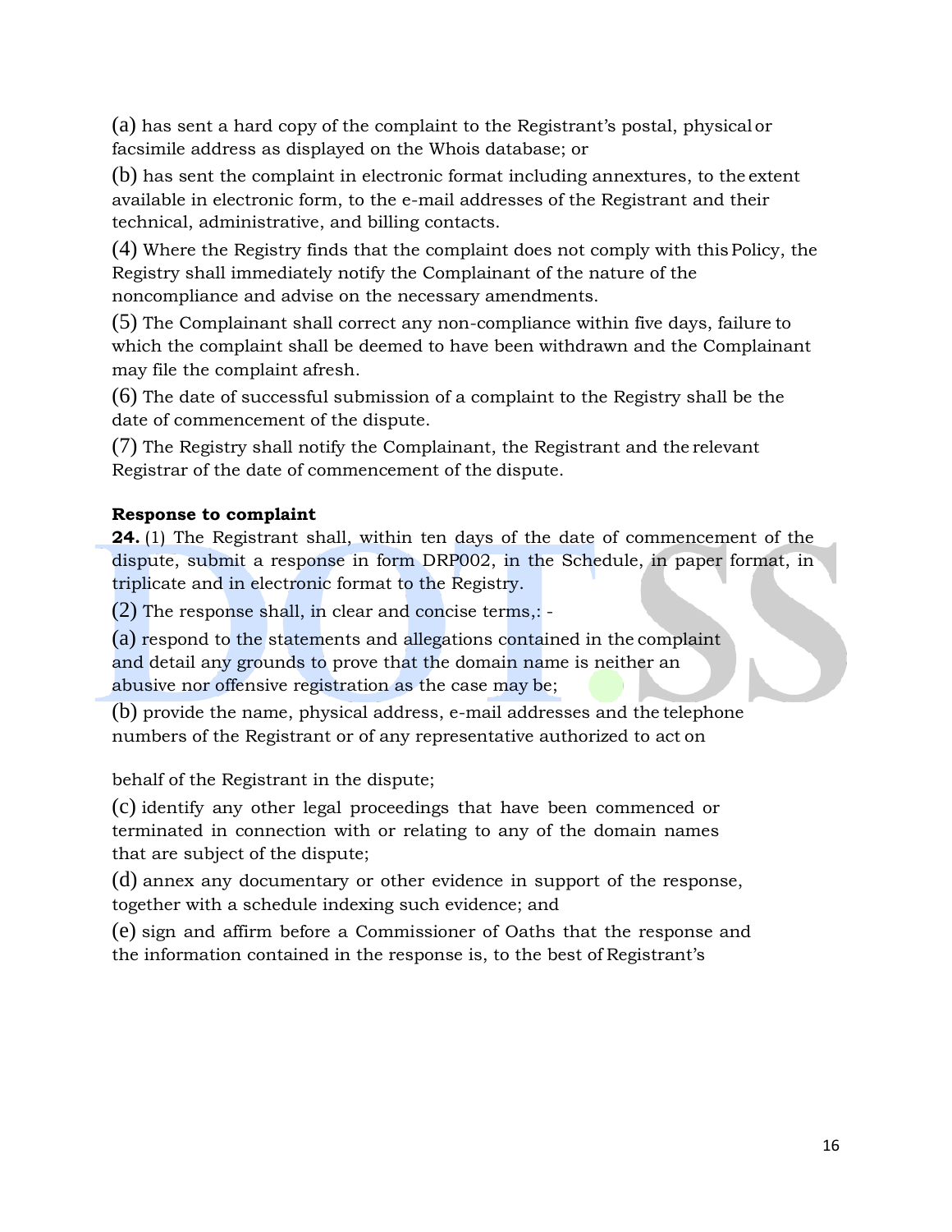(a) has sent a hard copy of the complaint to the Registrant's postal, physical or facsimile address as displayed on the Whois database; or

(b) has sent the complaint in electronic format including annextures, to the extent available in electronic form, to the e-mail addresses of the Registrant and their technical, administrative, and billing contacts.

(4) Where the Registry finds that the complaint does not comply with this Policy, the Registry shall immediately notify the Complainant of the nature of the noncompliance and advise on the necessary amendments.

(5) The Complainant shall correct any non-compliance within five days, failure to which the complaint shall be deemed to have been withdrawn and the Complainant may file the complaint afresh.

(6) The date of successful submission of a complaint to the Registry shall be the date of commencement of the dispute.

(7) The Registry shall notify the Complainant, the Registrant and the relevant Registrar of the date of commencement of the dispute.

**Response to complaint**

**24.** (1) The Registrant shall, within ten days of the date of commencement of the dispute, submit a response in form DRP002, in the Schedule, in paper format, in triplicate and in electronic format to the Registry.

(2) The response shall, in clear and concise terms,: -

(a) respond to the statements and allegations contained in the complaint and detail any grounds to prove that the domain name is neither an abusive nor offensive registration as the case may be;

(b) provide the name, physical address, e-mail addresses and the telephone numbers of the Registrant or of any representative authorized to act on behalf of the Registrant in the dispute;

(c) identify any other legal proceedings that have been commenced or terminated in connection with or relating to any of the domain names that are subject of the dispute;

(d) annex any documentary or other evidence in support of the response, together with a schedule indexing such evidence; and

(e) sign and affirm before a Commissioner of Oaths that the response and the information contained in the response is, to the best of Registrant's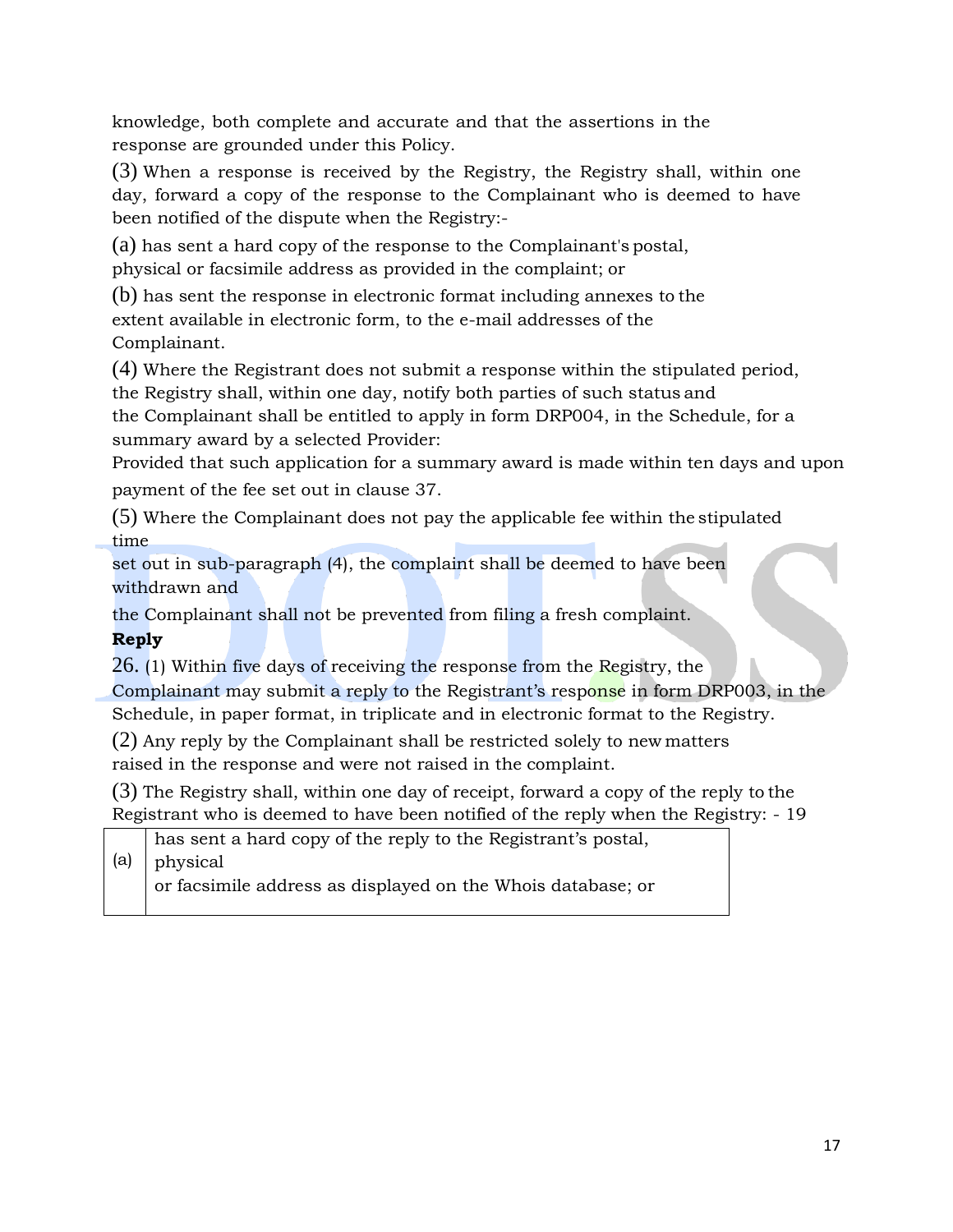knowledge, both complete and accurate and that the assertions in the response are grounded under this Policy.

(3) When a response is received by the Registry, the Registry shall, within one day, forward a copy of the response to the Complainant who is deemed to have been notified of the dispute when the Registry:-

(a) has sent a hard copy of the response to the Complainant's postal, physical or facsimile address as provided in the complaint; or

(b) has sent the response in electronic format including annexes to the extent available in electronic form, to the e-mail addresses of the Complainant.

(4) Where the Registrant does not submit a response within the stipulated period, the Registry shall, within one day, notify both parties of such status and the Complainant shall be entitled to apply in form DRP004, in the Schedule, for a summary award by a selected Provider:

Provided that such application for a summary award is made within ten days and upon payment of the fee set out in clause 37.

(5) Where the Complainant does not pay the applicable fee within the stipulated time set out in sub-paragraph (4), the complaint shall be deemed to have been withdrawn and the Complainant shall not be prevented from filing a fresh complaint.

**Reply**

26. (1) Within five days of receiving the response from the Registry, the Complainant may submit a reply to the Registrant's response in form DRP003, in the Schedule, in paper format, in triplicate and in electronic format to the Registry.

(2) Any reply by the Complainant shall be restricted solely to new matters raised in the response and were not raised in the complaint.

(3) The Registry shall, within one day of receipt, forward a copy of the reply to the Registrant who is deemed to have been notified of the reply when the Registry: - 19

| (a) | has sent a hard copy of the reply to the Registrant's postal, physical or facsimile address as displayed on the Whois database; or |
|---|---|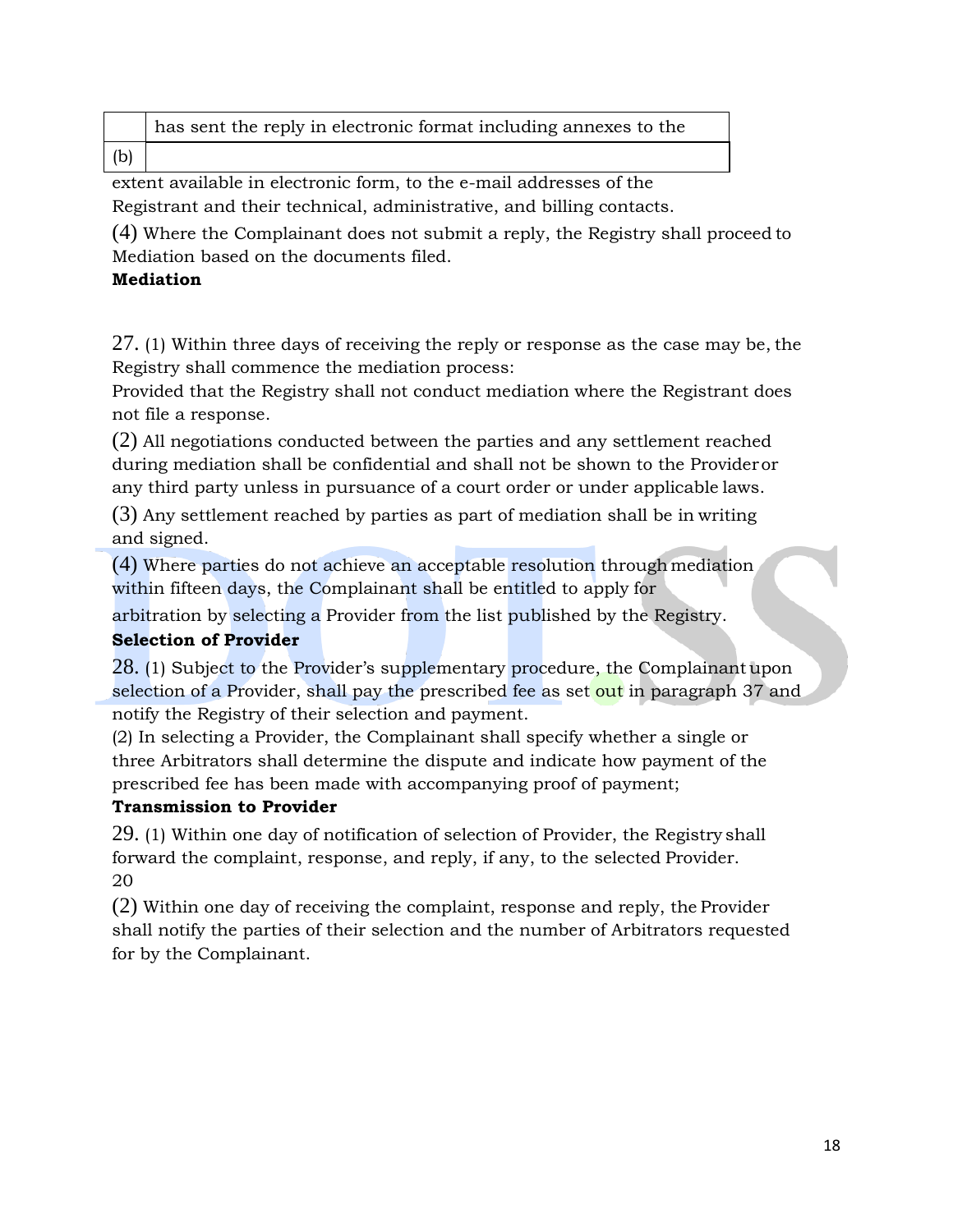| | has sent the reply in electronic format including annexes to the |
|---|---|
| (b) | |

extent available in electronic form, to the e-mail addresses of the Registrant and their technical, administrative, and billing contacts.

(4) Where the Complainant does not submit a reply, the Registry shall proceed to Mediation based on the documents filed.

**Mediation**

27. (1) Within three days of receiving the reply or response as the case may be, the Registry shall commence the mediation process:

Provided that the Registry shall not conduct mediation where the Registrant does not file a response.

(2) All negotiations conducted between the parties and any settlement reached during mediation shall be confidential and shall not be shown to the Provider or any third party unless in pursuance of a court order or under applicable laws.

(3) Any settlement reached by parties as part of mediation shall be in writing and signed.

(4) Where parties do not achieve an acceptable resolution through mediation within fifteen days, the Complainant shall be entitled to apply for arbitration by selecting a Provider from the list published by the Registry.

**Selection of Provider**

28. (1) Subject to the Provider's supplementary procedure, the Complainant upon selection of a Provider, shall pay the prescribed fee as set out in paragraph 37 and notify the Registry of their selection and payment.

(2) In selecting a Provider, the Complainant shall specify whether a single or three Arbitrators shall determine the dispute and indicate how payment of the prescribed fee has been made with accompanying proof of payment;

**Transmission to Provider**

29. (1) Within one day of notification of selection of Provider, the Registry shall forward the complaint, response, and reply, if any, to the selected Provider.
20

(2) Within one day of receiving the complaint, response and reply, the Provider shall notify the parties of their selection and the number of Arbitrators requested for by the Complainant.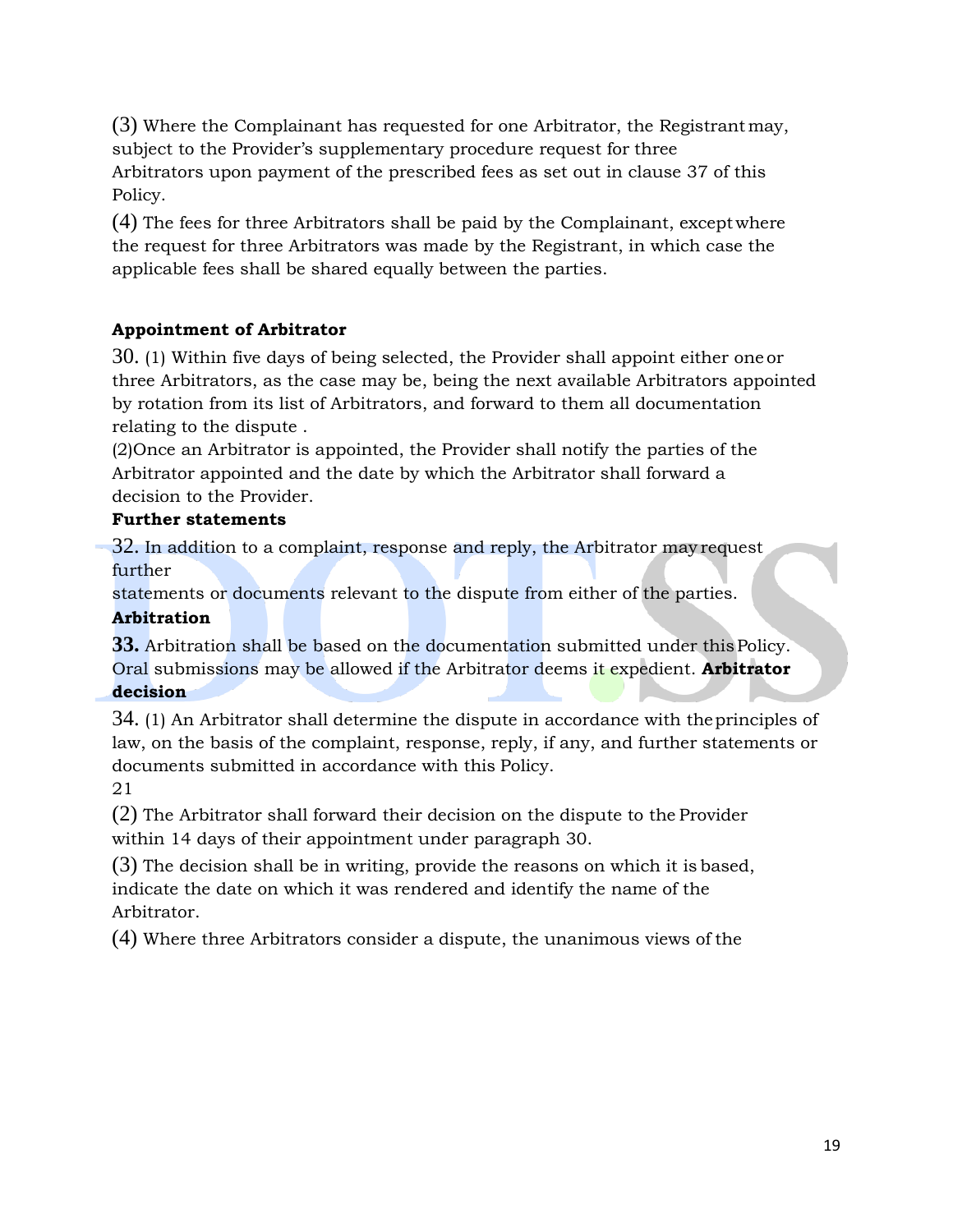(3) Where the Complainant has requested for one Arbitrator, the Registrant may, subject to the Provider's supplementary procedure request for three Arbitrators upon payment of the prescribed fees as set out in clause 37 of this Policy.

(4) The fees for three Arbitrators shall be paid by the Complainant, except where the request for three Arbitrators was made by the Registrant, in which case the applicable fees shall be shared equally between the parties.

**Appointment of Arbitrator**

30. (1) Within five days of being selected, the Provider shall appoint either one or three Arbitrators, as the case may be, being the next available Arbitrators appointed by rotation from its list of Arbitrators, and forward to them all documentation relating to the dispute .

(2)Once an Arbitrator is appointed, the Provider shall notify the parties of the Arbitrator appointed and the date by which the Arbitrator shall forward a decision to the Provider.

**Further statements**

32. In addition to a complaint, response and reply, the Arbitrator may request further statements or documents relevant to the dispute from either of the parties.

**Arbitration**

**33.** Arbitration shall be based on the documentation submitted under this Policy. Oral submissions may be allowed if the Arbitrator deems it expedient.

**Arbitrator decision**

34. (1) An Arbitrator shall determine the dispute in accordance with the principles of law, on the basis of the complaint, response, reply, if any, and further statements or documents submitted in accordance with this Policy.

21

(2) The Arbitrator shall forward their decision on the dispute to the Provider within 14 days of their appointment under paragraph 30.

(3) The decision shall be in writing, provide the reasons on which it is based, indicate the date on which it was rendered and identify the name of the Arbitrator.

(4) Where three Arbitrators consider a dispute, the unanimous views of the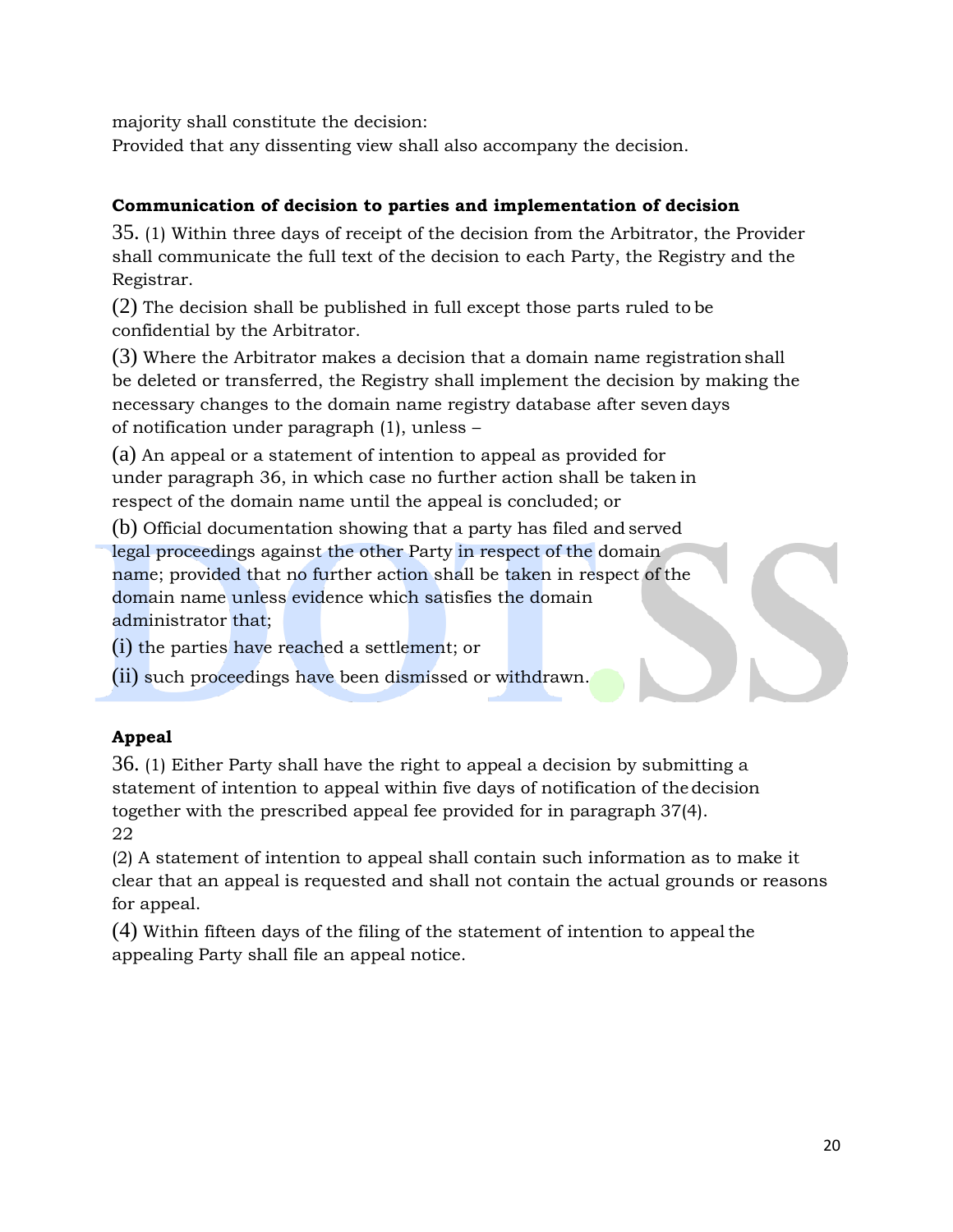majority shall constitute the decision:
Provided that any dissenting view shall also accompany the decision.

### Communication of decision to parties and implementation of decision

35. (1) Within three days of receipt of the decision from the Arbitrator, the Provider shall communicate the full text of the decision to each Party, the Registry and the Registrar.

(2) The decision shall be published in full except those parts ruled to be confidential by the Arbitrator.

(3) Where the Arbitrator makes a decision that a domain name registration shall be deleted or transferred, the Registry shall implement the decision by making the necessary changes to the domain name registry database after seven days of notification under paragraph (1), unless –

(a) An appeal or a statement of intention to appeal as provided for under paragraph 36, in which case no further action shall be taken in respect of the domain name until the appeal is concluded; or

(b) Official documentation showing that a party has filed and served legal proceedings against the other Party in respect of the domain name; provided that no further action shall be taken in respect of the domain name unless evidence which satisfies the domain administrator that;

(i) the parties have reached a settlement; or

(ii) such proceedings have been dismissed or withdrawn.

### Appeal

36. (1) Either Party shall have the right to appeal a decision by submitting a statement of intention to appeal within five days of notification of the decision together with the prescribed appeal fee provided for in paragraph 37(4).
22

(2) A statement of intention to appeal shall contain such information as to make it clear that an appeal is requested and shall not contain the actual grounds or reasons for appeal.

(4) Within fifteen days of the filing of the statement of intention to appeal the appealing Party shall file an appeal notice.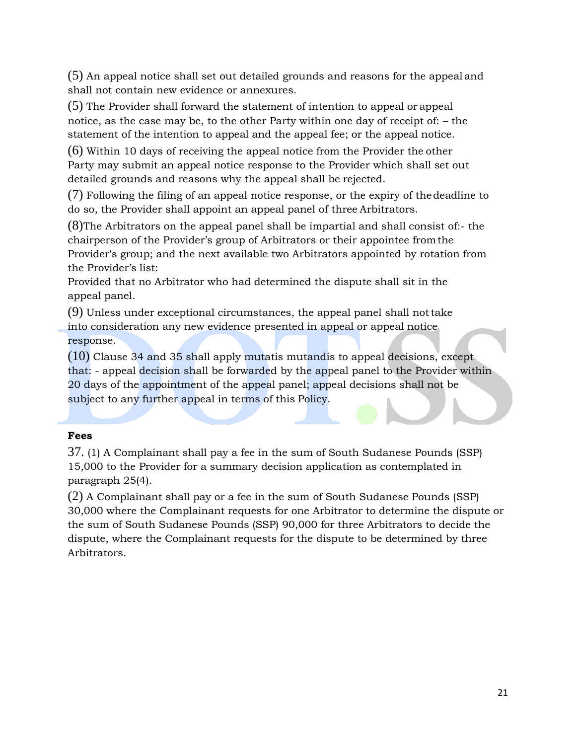(5) An appeal notice shall set out detailed grounds and reasons for the appeal and shall not contain new evidence or annexures.

(5) The Provider shall forward the statement of intention to appeal or appeal notice, as the case may be, to the other Party within one day of receipt of: – the statement of the intention to appeal and the appeal fee; or the appeal notice.

(6) Within 10 days of receiving the appeal notice from the Provider the other Party may submit an appeal notice response to the Provider which shall set out detailed grounds and reasons why the appeal shall be rejected.

(7) Following the filing of an appeal notice response, or the expiry of the deadline to do so, the Provider shall appoint an appeal panel of three Arbitrators.

(8)The Arbitrators on the appeal panel shall be impartial and shall consist of:- the chairperson of the Provider's group of Arbitrators or their appointee from the Provider's group; and the next available two Arbitrators appointed by rotation from the Provider's list:

Provided that no Arbitrator who had determined the dispute shall sit in the appeal panel.

(9) Unless under exceptional circumstances, the appeal panel shall not take into consideration any new evidence presented in appeal or appeal notice response.

(10) Clause 34 and 35 shall apply mutatis mutandis to appeal decisions, except that: - appeal decision shall be forwarded by the appeal panel to the Provider within 20 days of the appointment of the appeal panel; appeal decisions shall not be subject to any further appeal in terms of this Policy.

**Fees**

37. (1) A Complainant shall pay a fee in the sum of South Sudanese Pounds (SSP) 15,000 to the Provider for a summary decision application as contemplated in paragraph 25(4).

(2) A Complainant shall pay or a fee in the sum of South Sudanese Pounds (SSP) 30,000 where the Complainant requests for one Arbitrator to determine the dispute or the sum of South Sudanese Pounds (SSP) 90,000 for three Arbitrators to decide the dispute, where the Complainant requests for the dispute to be determined by three Arbitrators.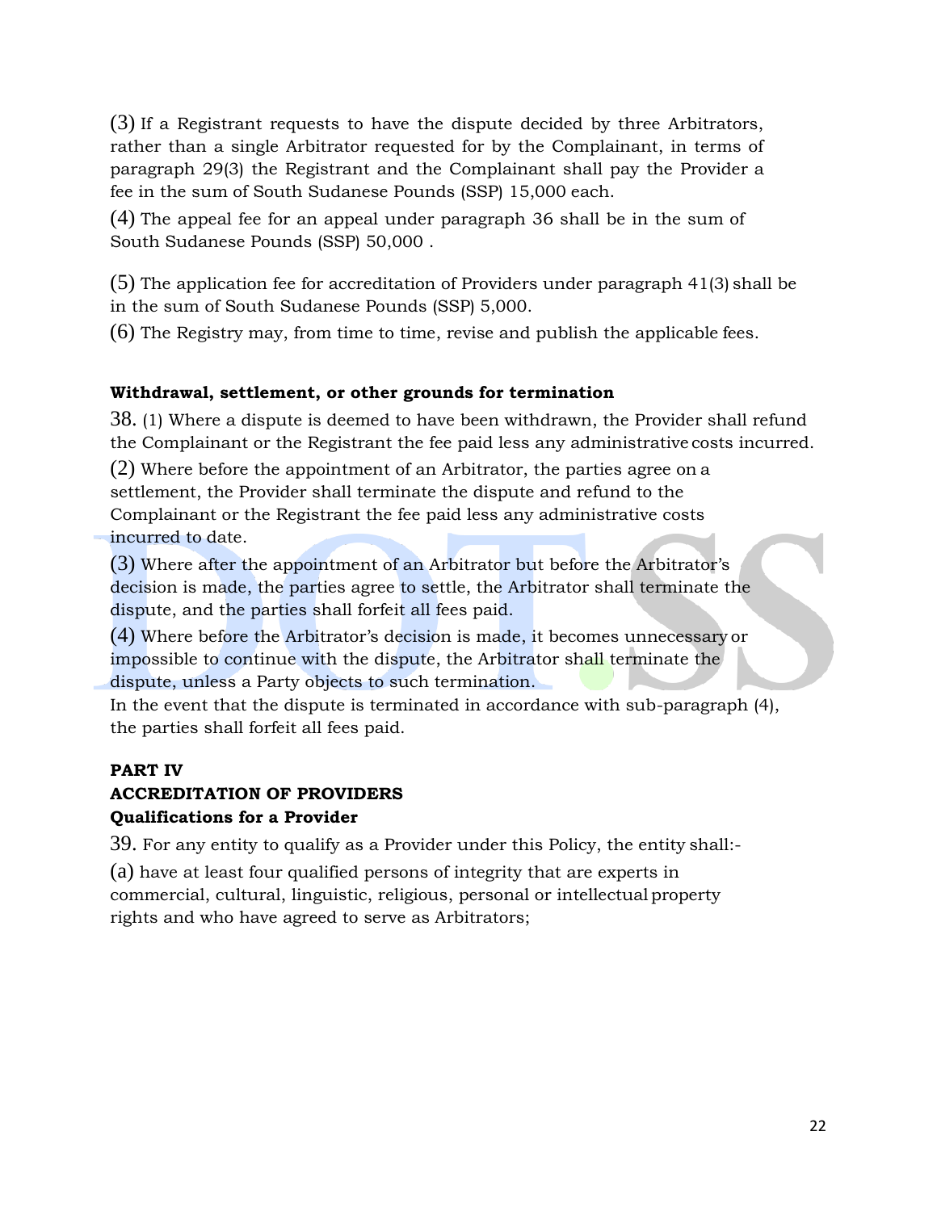(3) If a Registrant requests to have the dispute decided by three Arbitrators, rather than a single Arbitrator requested for by the Complainant, in terms of paragraph 29(3) the Registrant and the Complainant shall pay the Provider a fee in the sum of South Sudanese Pounds (SSP) 15,000 each.

(4) The appeal fee for an appeal under paragraph 36 shall be in the sum of South Sudanese Pounds (SSP) 50,000 .

(5) The application fee for accreditation of Providers under paragraph 41(3) shall be in the sum of South Sudanese Pounds (SSP) 5,000.

(6) The Registry may, from time to time, revise and publish the applicable fees.

**Withdrawal, settlement, or other grounds for termination**

38. (1) Where a dispute is deemed to have been withdrawn, the Provider shall refund the Complainant or the Registrant the fee paid less any administrative costs incurred.

(2) Where before the appointment of an Arbitrator, the parties agree on a settlement, the Provider shall terminate the dispute and refund to the Complainant or the Registrant the fee paid less any administrative costs incurred to date.

(3) Where after the appointment of an Arbitrator but before the Arbitrator's decision is made, the parties agree to settle, the Arbitrator shall terminate the dispute, and the parties shall forfeit all fees paid.

(4) Where before the Arbitrator's decision is made, it becomes unnecessary or impossible to continue with the dispute, the Arbitrator shall terminate the dispute, unless a Party objects to such termination.

In the event that the dispute is terminated in accordance with sub-paragraph (4), the parties shall forfeit all fees paid.

## PART IV

## ACCREDITATION OF PROVIDERS

**Qualifications for a Provider**

39. For any entity to qualify as a Provider under this Policy, the entity shall:-

(a) have at least four qualified persons of integrity that are experts in commercial, cultural, linguistic, religious, personal or intellectual property rights and who have agreed to serve as Arbitrators;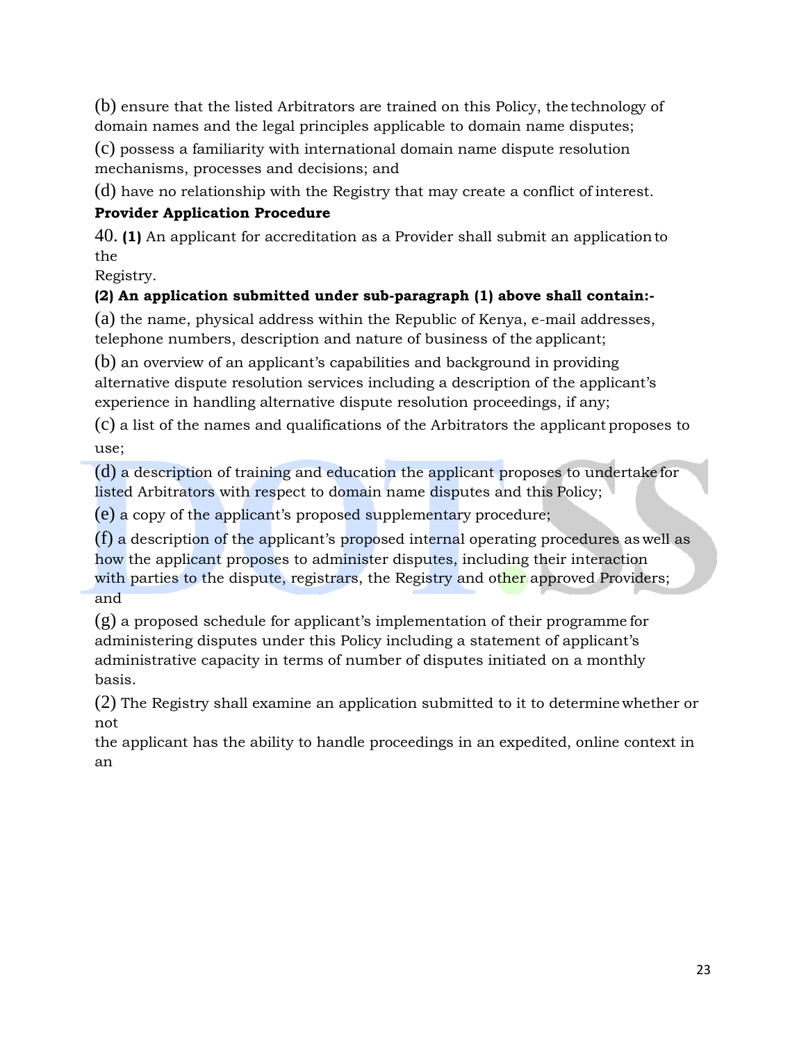(b) ensure that the listed Arbitrators are trained on this Policy, the technology of domain names and the legal principles applicable to domain name disputes;

(c) possess a familiarity with international domain name dispute resolution mechanisms, processes and decisions; and

(d) have no relationship with the Registry that may create a conflict of interest.

**Provider Application Procedure**

40. **(1)** An applicant for accreditation as a Provider shall submit an application to the Registry.

**(2) An application submitted under sub-paragraph (1) above shall contain:-**

(a) the name, physical address within the Republic of Kenya, e-mail addresses, telephone numbers, description and nature of business of the applicant;

(b) an overview of an applicant's capabilities and background in providing alternative dispute resolution services including a description of the applicant's experience in handling alternative dispute resolution proceedings, if any;

(c) a list of the names and qualifications of the Arbitrators the applicant proposes to use;

(d) a description of training and education the applicant proposes to undertake for listed Arbitrators with respect to domain name disputes and this Policy;

(e) a copy of the applicant's proposed supplementary procedure;

(f) a description of the applicant's proposed internal operating procedures as well as how the applicant proposes to administer disputes, including their interaction with parties to the dispute, registrars, the Registry and other approved Providers; and

(g) a proposed schedule for applicant's implementation of their programme for administering disputes under this Policy including a statement of applicant's administrative capacity in terms of number of disputes initiated on a monthly basis.

(2) The Registry shall examine an application submitted to it to determine whether or not the applicant has the ability to handle proceedings in an expedited, online context in an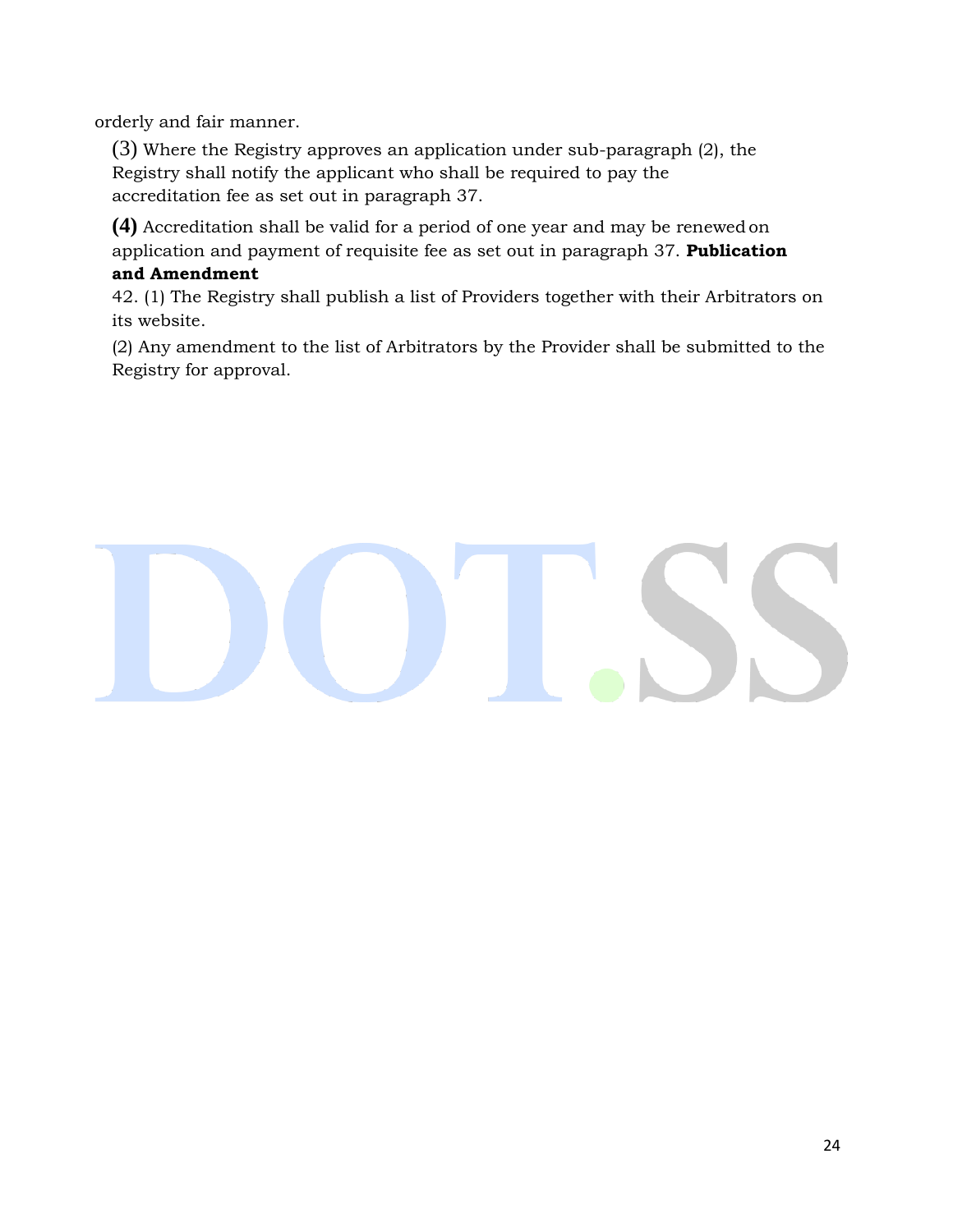orderly and fair manner.

(3) Where the Registry approves an application under sub-paragraph (2), the Registry shall notify the applicant who shall be required to pay the accreditation fee as set out in paragraph 37.

(4) Accreditation shall be valid for a period of one year and may be renewed on application and payment of requisite fee as set out in paragraph 37.

**Publication and Amendment**

42. (1) The Registry shall publish a list of Providers together with their Arbitrators on its website.

(2) Any amendment to the list of Arbitrators by the Provider shall be submitted to the Registry for approval.